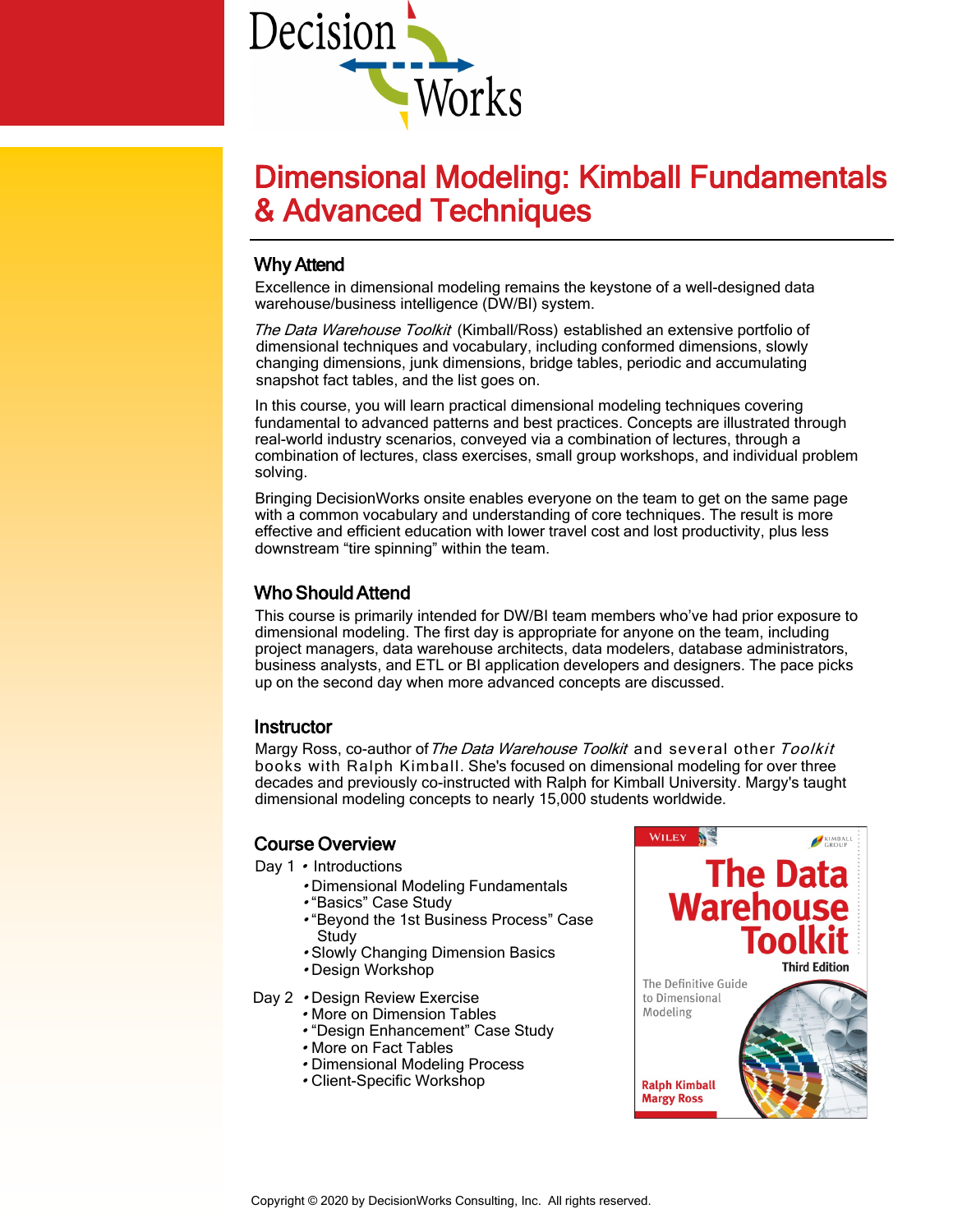# Dimensional Modeling: Kimball Fundamentals & Advanced Techniques

## Why Attend

Excellence in dimensional modeling remains the keystone of a well-designed data warehouse/business intelligence (DW/BI) system.

*The Data Warehouse Toolkit* (Kimball/Ross) established an extensive portfolio of dimensional techniques and vocabulary, including conformed dimensions, slowly changing dimensions, junk dimensions, bridge tables, periodic and accumulating snapshot fact tables, and the list goes on.

In this course, you will learn practical dimensional modeling techniques covering fundamental to advanced patterns and best practices. Concepts are illustrated through real-world industry scenarios, conveyed via a combination of lectures, through a combination of lectures, class exercises, small group workshops, and individual problem solving.

Bringing DecisionWorks onsite enables everyone on the team to get on the same page with a common vocabulary and understanding of core techniques. The result is more effective and efficient education with lower travel cost and lost productivity, plus less downstream "tire spinning" within the team.

## Who Should Attend

This course is primarily intended for DW/BI team members who've had prior exposure to dimensional modeling. The first day is appropriate for anyone on the team, including project managers, data warehouse architects, data modelers, database administrators, business analysts, and ETL or BI application developers and designers. The pace picks up on the second day when more advanced concepts are discussed.

## Instructor

Margy Ross, co-author of *The Data Warehouse Toolkit* and several other *Toolkit* books with Ralph Kimball. She's focused on dimensional modeling for over three decades and previously co-instructed with Ralph for Kimball University. Margy's taught dimensional modeling concepts to nearly 15,000 students worldwide.

## Course Overview

Day 1
- Introductions
- Dimensional Modeling Fundamentals
- "Basics" Case Study
- "Beyond the 1st Business Process" Case Study
- Slowly Changing Dimension Basics
- Design Workshop

Day 2
- Design Review Exercise
- More on Dimension Tables
- "Design Enhancement" Case Study
- More on Fact Tables
- Dimensional Modeling Process
- Client-Specific Workshop

Copyright © 2020 by DecisionWorks Consulting, Inc. All rights reserved.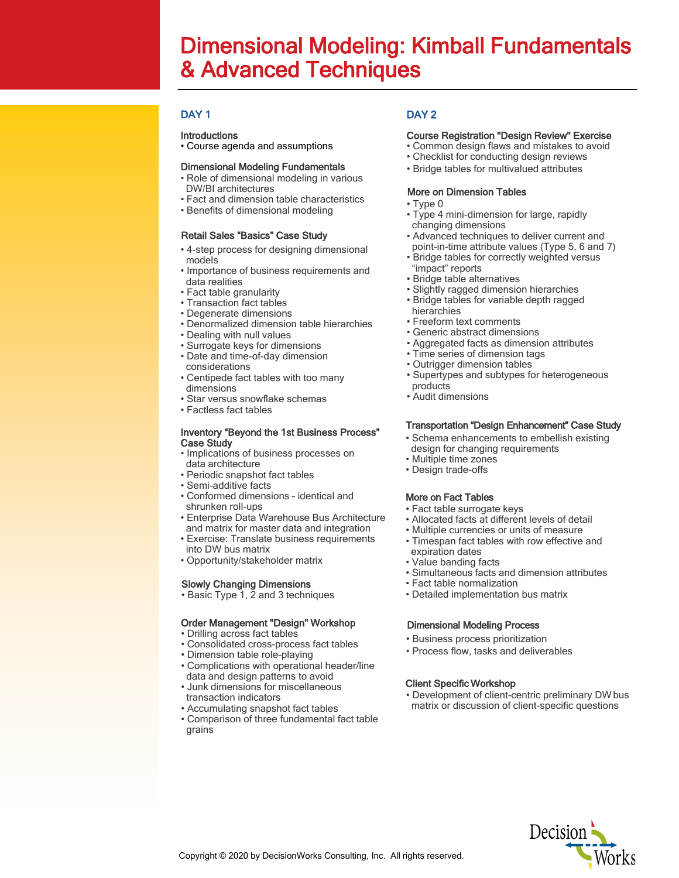# Dimensional Modeling: Kimball Fundamentals & Advanced Techniques

## DAY 1

### Introductions
- Course agenda and assumptions

### Dimensional Modeling Fundamentals
- Role of dimensional modeling in various DW/BI architectures
- Fact and dimension table characteristics
- Benefits of dimensional modeling

### Retail Sales "Basics" Case Study
- 4-step process for designing dimensional models
- Importance of business requirements and data realities
- Fact table granularity
- Transaction fact tables
- Degenerate dimensions
- Denormalized dimension table hierarchies
- Dealing with null values
- Surrogate keys for dimensions
- Date and time-of-day dimension considerations
- Centipede fact tables with too many dimensions
- Star versus snowflake schemas
- Factless fact tables

### Inventory "Beyond the 1st Business Process" Case Study
- Implications of business processes on data architecture
- Periodic snapshot fact tables
- Semi-additive facts
- Conformed dimensions – identical and shrunken roll-ups
- Enterprise Data Warehouse Bus Architecture and matrix for master data and integration
- Exercise: Translate business requirements into DW bus matrix
- Opportunity/stakeholder matrix

### Slowly Changing Dimensions
- Basic Type 1, 2 and 3 techniques

### Order Management "Design" Workshop
- Drilling across fact tables
- Consolidated cross-process fact tables
- Dimension table role-playing
- Complications with operational header/line data and design patterns to avoid
- Junk dimensions for miscellaneous transaction indicators
- Accumulating snapshot fact tables
- Comparison of three fundamental fact table grains

## DAY 2

### Course Registration "Design Review" Exercise
- Common design flaws and mistakes to avoid
- Checklist for conducting design reviews
- Bridge tables for multivalued attributes

### More on Dimension Tables
- Type 0
- Type 4 mini-dimension for large, rapidly changing dimensions
- Advanced techniques to deliver current and point-in-time attribute values (Type 5, 6 and 7)
- Bridge tables for correctly weighted versus "impact" reports
- Bridge table alternatives
- Slightly ragged dimension hierarchies
- Bridge tables for variable depth ragged hierarchies
- Freeform text comments
- Generic abstract dimensions
- Aggregated facts as dimension attributes
- Time series of dimension tags
- Outrigger dimension tables
- Supertypes and subtypes for heterogeneous products
- Audit dimensions

### Transportation "Design Enhancement" Case Study
- Schema enhancements to embellish existing design for changing requirements
- Multiple time zones
- Design trade-offs

### More on Fact Tables
- Fact table surrogate keys
- Allocated facts at different levels of detail
- Multiple currencies or units of measure
- Timespan fact tables with row effective and expiration dates
- Value banding facts
- Simultaneous facts and dimension attributes
- Fact table normalization
- Detailed implementation bus matrix

### Dimensional Modeling Process
- Business process prioritization
- Process flow, tasks and deliverables

### Client Specific Workshop
- Development of client-centric preliminary DW bus matrix or discussion of client-specific questions

Copyright © 2020 by DecisionWorks Consulting, Inc. All rights reserved.